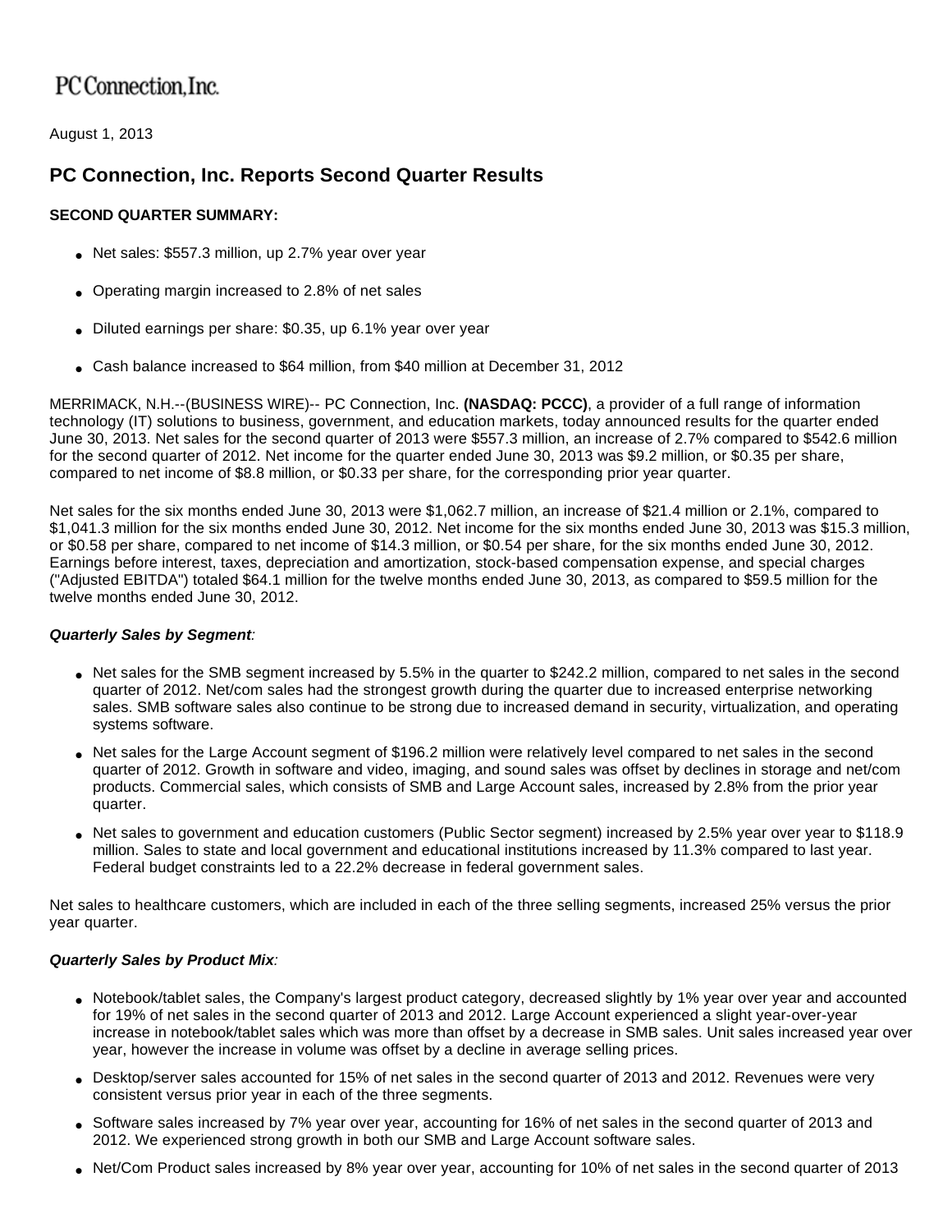PC Connection, Inc.

August 1, 2013

# PC Connection, Inc. Reports Second Quarter Results

**SECOND QUARTER SUMMARY:**

- Net sales: $557.3 million, up 2.7% year over year
- Operating margin increased to 2.8% of net sales
- Diluted earnings per share: $0.35, up 6.1% year over year
- Cash balance increased to $64 million, from $40 million at December 31, 2012

MERRIMACK, N.H.--(BUSINESS WIRE)-- PC Connection, Inc. **(NASDAQ: PCCC)**, a provider of a full range of information technology (IT) solutions to business, government, and education markets, today announced results for the quarter ended June 30, 2013. Net sales for the second quarter of 2013 were $557.3 million, an increase of 2.7% compared to $542.6 million for the second quarter of 2012. Net income for the quarter ended June 30, 2013 was $9.2 million, or $0.35 per share, compared to net income of $8.8 million, or $0.33 per share, for the corresponding prior year quarter.

Net sales for the six months ended June 30, 2013 were $1,062.7 million, an increase of $21.4 million or 2.1%, compared to $1,041.3 million for the six months ended June 30, 2012. Net income for the six months ended June 30, 2013 was $15.3 million, or $0.58 per share, compared to net income of $14.3 million, or $0.54 per share, for the six months ended June 30, 2012. Earnings before interest, taxes, depreciation and amortization, stock-based compensation expense, and special charges ("Adjusted EBITDA") totaled $64.1 million for the twelve months ended June 30, 2013, as compared to $59.5 million for the twelve months ended June 30, 2012.

***Quarterly Sales by Segment**:*

- Net sales for the SMB segment increased by 5.5% in the quarter to $242.2 million, compared to net sales in the second quarter of 2012. Net/com sales had the strongest growth during the quarter due to increased enterprise networking sales. SMB software sales also continue to be strong due to increased demand in security, virtualization, and operating systems software.
- Net sales for the Large Account segment of $196.2 million were relatively level compared to net sales in the second quarter of 2012. Growth in software and video, imaging, and sound sales was offset by declines in storage and net/com products. Commercial sales, which consists of SMB and Large Account sales, increased by 2.8% from the prior year quarter.
- Net sales to government and education customers (Public Sector segment) increased by 2.5% year over year to $118.9 million. Sales to state and local government and educational institutions increased by 11.3% compared to last year. Federal budget constraints led to a 22.2% decrease in federal government sales.

Net sales to healthcare customers, which are included in each of the three selling segments, increased 25% versus the prior year quarter.

***Quarterly Sales by Product Mix**:*

- Notebook/tablet sales, the Company's largest product category, decreased slightly by 1% year over year and accounted for 19% of net sales in the second quarter of 2013 and 2012. Large Account experienced a slight year-over-year increase in notebook/tablet sales which was more than offset by a decrease in SMB sales. Unit sales increased year over year, however the increase in volume was offset by a decline in average selling prices.
- Desktop/server sales accounted for 15% of net sales in the second quarter of 2013 and 2012. Revenues were very consistent versus prior year in each of the three segments.
- Software sales increased by 7% year over year, accounting for 16% of net sales in the second quarter of 2013 and 2012. We experienced strong growth in both our SMB and Large Account software sales.
- Net/Com Product sales increased by 8% year over year, accounting for 10% of net sales in the second quarter of 2013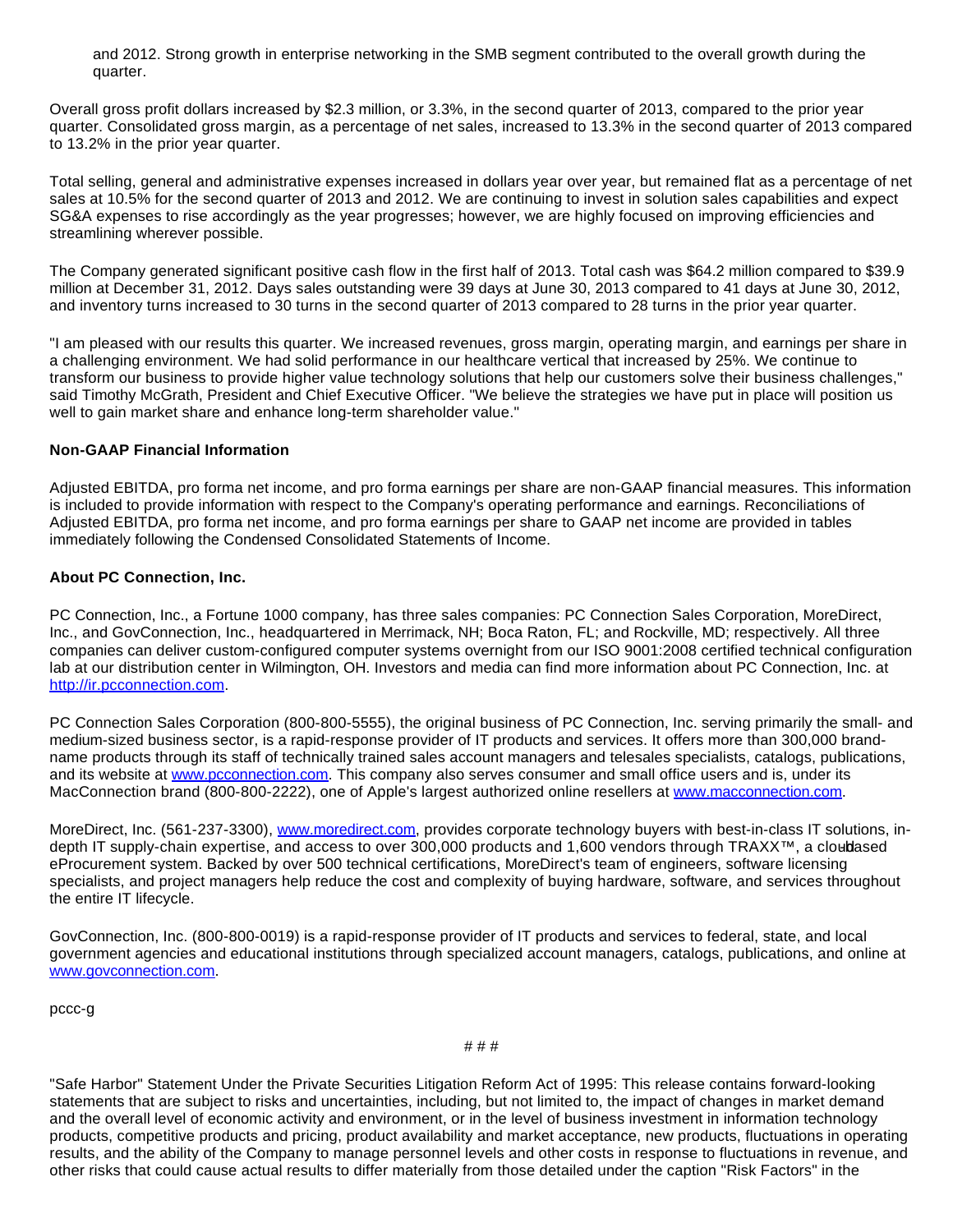and 2012. Strong growth in enterprise networking in the SMB segment contributed to the overall growth during the quarter.

Overall gross profit dollars increased by $2.3 million, or 3.3%, in the second quarter of 2013, compared to the prior year quarter. Consolidated gross margin, as a percentage of net sales, increased to 13.3% in the second quarter of 2013 compared to 13.2% in the prior year quarter.

Total selling, general and administrative expenses increased in dollars year over year, but remained flat as a percentage of net sales at 10.5% for the second quarter of 2013 and 2012. We are continuing to invest in solution sales capabilities and expect SG&A expenses to rise accordingly as the year progresses; however, we are highly focused on improving efficiencies and streamlining wherever possible.

The Company generated significant positive cash flow in the first half of 2013. Total cash was $64.2 million compared to $39.9 million at December 31, 2012. Days sales outstanding were 39 days at June 30, 2013 compared to 41 days at June 30, 2012, and inventory turns increased to 30 turns in the second quarter of 2013 compared to 28 turns in the prior year quarter.

"I am pleased with our results this quarter. We increased revenues, gross margin, operating margin, and earnings per share in a challenging environment. We had solid performance in our healthcare vertical that increased by 25%. We continue to transform our business to provide higher value technology solutions that help our customers solve their business challenges," said Timothy McGrath, President and Chief Executive Officer. "We believe the strategies we have put in place will position us well to gain market share and enhance long-term shareholder value."

**Non-GAAP Financial Information**

Adjusted EBITDA, pro forma net income, and pro forma earnings per share are non-GAAP financial measures. This information is included to provide information with respect to the Company's operating performance and earnings. Reconciliations of Adjusted EBITDA, pro forma net income, and pro forma earnings per share to GAAP net income are provided in tables immediately following the Condensed Consolidated Statements of Income.

**About PC Connection, Inc.**

PC Connection, Inc., a Fortune 1000 company, has three sales companies: PC Connection Sales Corporation, MoreDirect, Inc., and GovConnection, Inc., headquartered in Merrimack, NH; Boca Raton, FL; and Rockville, MD; respectively. All three companies can deliver custom-configured computer systems overnight from our ISO 9001:2008 certified technical configuration lab at our distribution center in Wilmington, OH. Investors and media can find more information about PC Connection, Inc. at http://ir.pcconnection.com.

PC Connection Sales Corporation (800-800-5555), the original business of PC Connection, Inc. serving primarily the small- and medium-sized business sector, is a rapid-response provider of IT products and services. It offers more than 300,000 brand-name products through its staff of technically trained sales account managers and telesales specialists, catalogs, publications, and its website at www.pcconnection.com. This company also serves consumer and small office users and is, under its MacConnection brand (800-800-2222), one of Apple's largest authorized online resellers at www.macconnection.com.

MoreDirect, Inc. (561-237-3300), www.moredirect.com, provides corporate technology buyers with best-in-class IT solutions, in-depth IT supply-chain expertise, and access to over 300,000 products and 1,600 vendors through TRAXX™, a cloud-based eProcurement system. Backed by over 500 technical certifications, MoreDirect's team of engineers, software licensing specialists, and project managers help reduce the cost and complexity of buying hardware, software, and services throughout the entire IT lifecycle.

GovConnection, Inc. (800-800-0019) is a rapid-response provider of IT products and services to federal, state, and local government agencies and educational institutions through specialized account managers, catalogs, publications, and online at www.govconnection.com.

pccc-g

# # #

"Safe Harbor" Statement Under the Private Securities Litigation Reform Act of 1995: This release contains forward-looking statements that are subject to risks and uncertainties, including, but not limited to, the impact of changes in market demand and the overall level of economic activity and environment, or in the level of business investment in information technology products, competitive products and pricing, product availability and market acceptance, new products, fluctuations in operating results, and the ability of the Company to manage personnel levels and other costs in response to fluctuations in revenue, and other risks that could cause actual results to differ materially from those detailed under the caption "Risk Factors" in the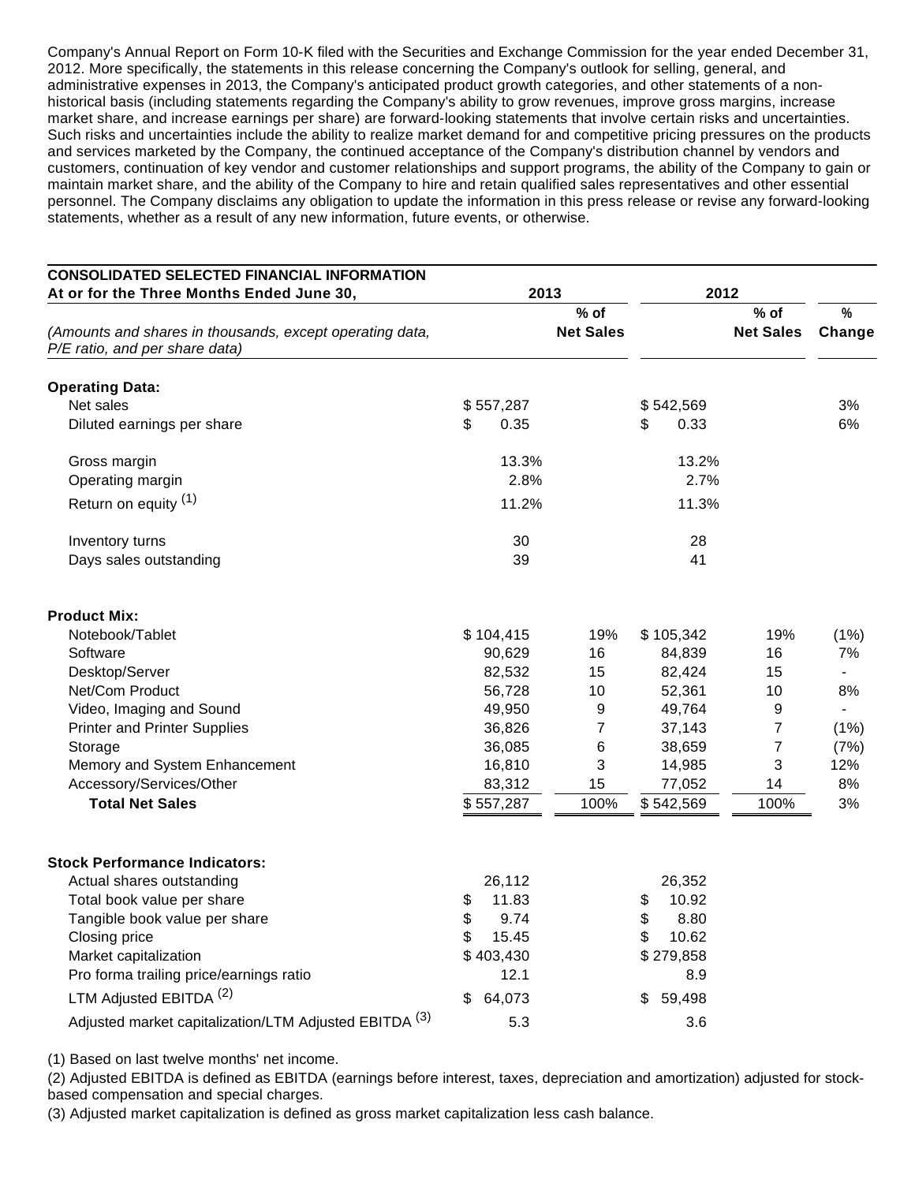Company's Annual Report on Form 10-K filed with the Securities and Exchange Commission for the year ended December 31, 2012. More specifically, the statements in this release concerning the Company's outlook for selling, general, and administrative expenses in 2013, the Company's anticipated product growth categories, and other statements of a non-historical basis (including statements regarding the Company's ability to grow revenues, improve gross margins, increase market share, and increase earnings per share) are forward-looking statements that involve certain risks and uncertainties. Such risks and uncertainties include the ability to realize market demand for and competitive pricing pressures on the products and services marketed by the Company, the continued acceptance of the Company's distribution channel by vendors and customers, continuation of key vendor and customer relationships and support programs, the ability of the Company to gain or maintain market share, and the ability of the Company to hire and retain qualified sales representatives and other essential personnel. The Company disclaims any obligation to update the information in this press release or revise any forward-looking statements, whether as a result of any new information, future events, or otherwise.

| **CONSOLIDATED SELECTED FINANCIAL INFORMATION At or for the Three Months Ended June 30,** | **2013** | | **2012** | | |
|---|---|---|---|---|---|
| *(Amounts and shares in thousands, except operating data, P/E ratio, and per share data)* | | **% of Net Sales** | | **% of Net Sales** | **% Change** |
| **Operating Data:** | | | | | |
| Net sales | $ 557,287 | | $ 542,569 | | 3% |
| Diluted earnings per share | $ 0.35 | | $ 0.33 | | 6% |
| Gross margin | 13.3% | | 13.2% | | |
| Operating margin | 2.8% | | 2.7% | | |
| Return on equity (1) | 11.2% | | 11.3% | | |
| Inventory turns | 30 | | 28 | | |
| Days sales outstanding | 39 | | 41 | | |
| **Product Mix:** | | | | | |
| Notebook/Tablet | $ 104,415 | 19% | $ 105,342 | 19% | (1%) |
| Software | 90,629 | 16 | 84,839 | 16 | 7% |
| Desktop/Server | 82,532 | 15 | 82,424 | 15 | - |
| Net/Com Product | 56,728 | 10 | 52,361 | 10 | 8% |
| Video, Imaging and Sound | 49,950 | 9 | 49,764 | 9 | - |
| Printer and Printer Supplies | 36,826 | 7 | 37,143 | 7 | (1%) |
| Storage | 36,085 | 6 | 38,659 | 7 | (7%) |
| Memory and System Enhancement | 16,810 | 3 | 14,985 | 3 | 12% |
| Accessory/Services/Other | 83,312 | 15 | 77,052 | 14 | 8% |
| **Total Net Sales** | $ 557,287 | 100% | $ 542,569 | 100% | 3% |
| **Stock Performance Indicators:** | | | | | |
| Actual shares outstanding | 26,112 | | 26,352 | | |
| Total book value per share | $ 11.83 | | $ 10.92 | | |
| Tangible book value per share | $ 9.74 | | $ 8.80 | | |
| Closing price | $ 15.45 | | $ 10.62 | | |
| Market capitalization | $ 403,430 | | $ 279,858 | | |
| Pro forma trailing price/earnings ratio | 12.1 | | 8.9 | | |
| LTM Adjusted EBITDA (2) | $ 64,073 | | $ 59,498 | | |
| Adjusted market capitalization/LTM Adjusted EBITDA (3) | 5.3 | | 3.6 | | |

(1) Based on last twelve months' net income.

(2) Adjusted EBITDA is defined as EBITDA (earnings before interest, taxes, depreciation and amortization) adjusted for stock-based compensation and special charges.

(3) Adjusted market capitalization is defined as gross market capitalization less cash balance.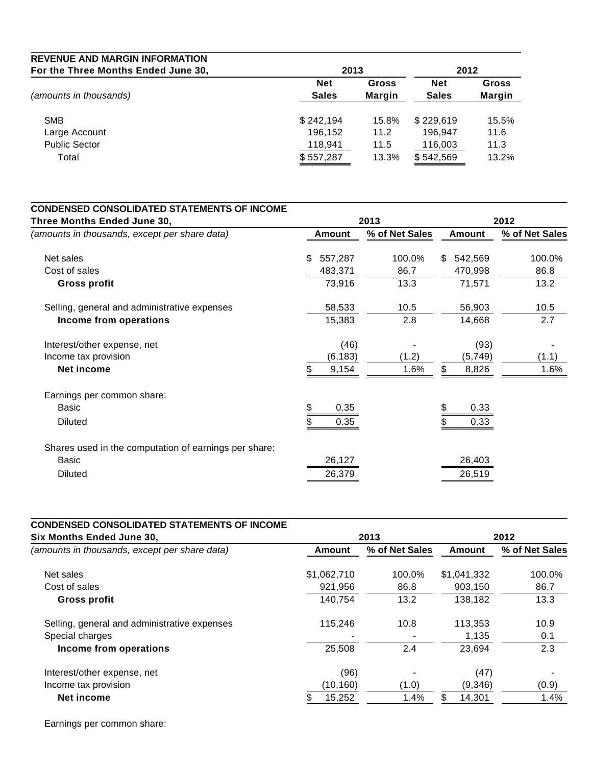**REVENUE AND MARGIN INFORMATION**

| For the Three Months Ended June 30, | 2013 | | 2012 | |
|---|---|---|---|---|
| *(amounts in thousands)* | Net Sales | Gross Margin | Net Sales | Gross Margin |
| SMB | $ 242,194 | 15.8% | $ 229,619 | 15.5% |
| Large Account | 196,152 | 11.2 | 196,947 | 11.6 |
| Public Sector | 118,941 | 11.5 | 116,003 | 11.3 |
| Total | $ 557,287 | 13.3% | $ 542,569 | 13.2% |

**CONDENSED CONSOLIDATED STATEMENTS OF INCOME**

| Three Months Ended June 30, | 2013 | | 2012 | |
|---|---|---|---|---|
| *(amounts in thousands, except per share data)* | Amount | % of Net Sales | Amount | % of Net Sales |
| Net sales | $ 557,287 | 100.0% | $ 542,569 | 100.0% |
| Cost of sales | 483,371 | 86.7 | 470,998 | 86.8 |
| **Gross profit** | 73,916 | 13.3 | 71,571 | 13.2 |
| Selling, general and administrative expenses | 58,533 | 10.5 | 56,903 | 10.5 |
| **Income from operations** | 15,383 | 2.8 | 14,668 | 2.7 |
| Interest/other expense, net | (46) | - | (93) | - |
| Income tax provision | (6,183) | (1.2) | (5,749) | (1.1) |
| **Net income** | $ 9,154 | 1.6% | $ 8,826 | 1.6% |
| Earnings per common share: | | | | |
| Basic | $ 0.35 | | $ 0.33 | |
| Diluted | $ 0.35 | | $ 0.33 | |
| Shares used in the computation of earnings per share: | | | | |
| Basic | 26,127 | | 26,403 | |
| Diluted | 26,379 | | 26,519 | |

**CONDENSED CONSOLIDATED STATEMENTS OF INCOME**

| Six Months Ended June 30, | 2013 | | 2012 | |
|---|---|---|---|---|
| *(amounts in thousands, except per share data)* | Amount | % of Net Sales | Amount | % of Net Sales |
| Net sales | $1,062,710 | 100.0% | $1,041,332 | 100.0% |
| Cost of sales | 921,956 | 86.8 | 903,150 | 86.7 |
| **Gross profit** | 140,754 | 13.2 | 138,182 | 13.3 |
| Selling, general and administrative expenses | 115,246 | 10.8 | 113,353 | 10.9 |
| Special charges | - | - | 1,135 | 0.1 |
| **Income from operations** | 25,508 | 2.4 | 23,694 | 2.3 |
| Interest/other expense, net | (96) | - | (47) | - |
| Income tax provision | (10,160) | (1.0) | (9,346) | (0.9) |
| **Net income** | $ 15,252 | 1.4% | $ 14,301 | 1.4% |

Earnings per common share: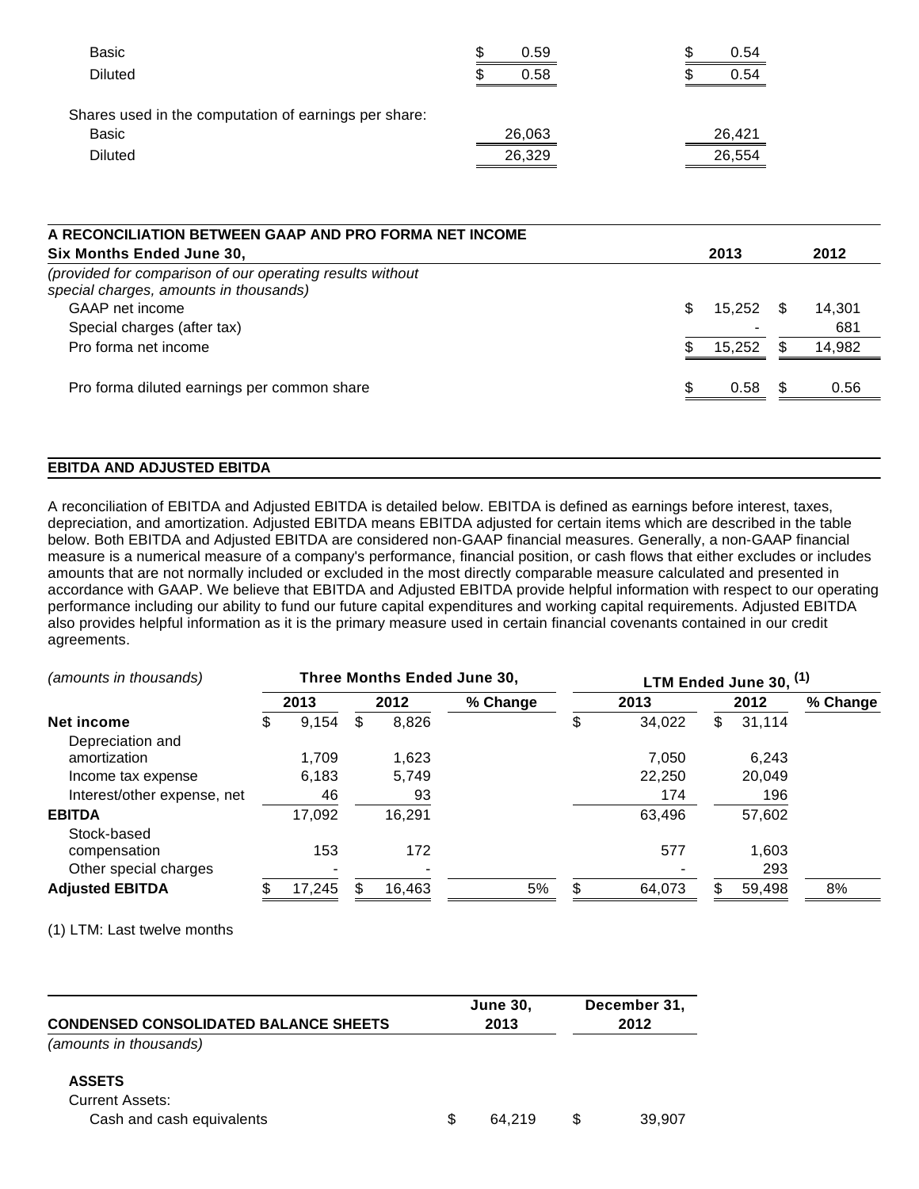| | | |
|---|---|---|
| Basic | $ 0.59 | $ 0.54 |
| Diluted | $ 0.58 | $ 0.54 |
| | | |
| Shares used in the computation of earnings per share: | | |
| Basic | 26,063 | 26,421 |
| Diluted | 26,329 | 26,554 |

| **A RECONCILIATION BETWEEN GAAP AND PRO FORMA NET INCOME**<br>**Six Months Ended June 30,** | **2013** | **2012** |
|---|---|---|
| *(provided for comparison of our operating results without special charges, amounts in thousands)* | | |
| GAAP net income | $ 15,252 | $ 14,301 |
| Special charges (after tax) | - | 681 |
| Pro forma net income | $ 15,252 | $ 14,982 |
| | | |
| Pro forma diluted earnings per common share | $ 0.58 | $ 0.56 |

**EBITDA AND ADJUSTED EBITDA**

A reconciliation of EBITDA and Adjusted EBITDA is detailed below. EBITDA is defined as earnings before interest, taxes, depreciation, and amortization. Adjusted EBITDA means EBITDA adjusted for certain items which are described in the table below. Both EBITDA and Adjusted EBITDA are considered non-GAAP financial measures. Generally, a non-GAAP financial measure is a numerical measure of a company's performance, financial position, or cash flows that either excludes or includes amounts that are not normally included or excluded in the most directly comparable measure calculated and presented in accordance with GAAP. We believe that EBITDA and Adjusted EBITDA provide helpful information with respect to our operating performance including our ability to fund our future capital expenditures and working capital requirements. Adjusted EBITDA also provides helpful information as it is the primary measure used in certain financial covenants contained in our credit agreements.

| *(amounts in thousands)* | **Three Months Ended June 30,** | | | **LTM Ended June 30, (1)** | | |
|---|---|---|---|---|---|---|
| | **2013** | **2012** | **% Change** | **2013** | **2012** | **% Change** |
| **Net income** | $ 9,154 | $ 8,826 | | $ 34,022 | $ 31,114 | |
| Depreciation and amortization | 1,709 | 1,623 | | 7,050 | 6,243 | |
| Income tax expense | 6,183 | 5,749 | | 22,250 | 20,049 | |
| Interest/other expense, net | 46 | 93 | | 174 | 196 | |
| **EBITDA** | 17,092 | 16,291 | | 63,496 | 57,602 | |
| Stock-based compensation | 153 | 172 | | 577 | 1,603 | |
| Other special charges | - | - | | - | 293 | |
| **Adjusted EBITDA** | $ 17,245 | $ 16,463 | 5% | $ 64,073 | $ 59,498 | 8% |

(1) LTM: Last twelve months

| **CONDENSED CONSOLIDATED BALANCE SHEETS** | **June 30, 2013** | **December 31, 2012** |
|---|---|---|
| *(amounts in thousands)* | | |
| | | |
| **ASSETS** | | |
| Current Assets: | | |
| Cash and cash equivalents | $ 64,219 | $ 39,907 |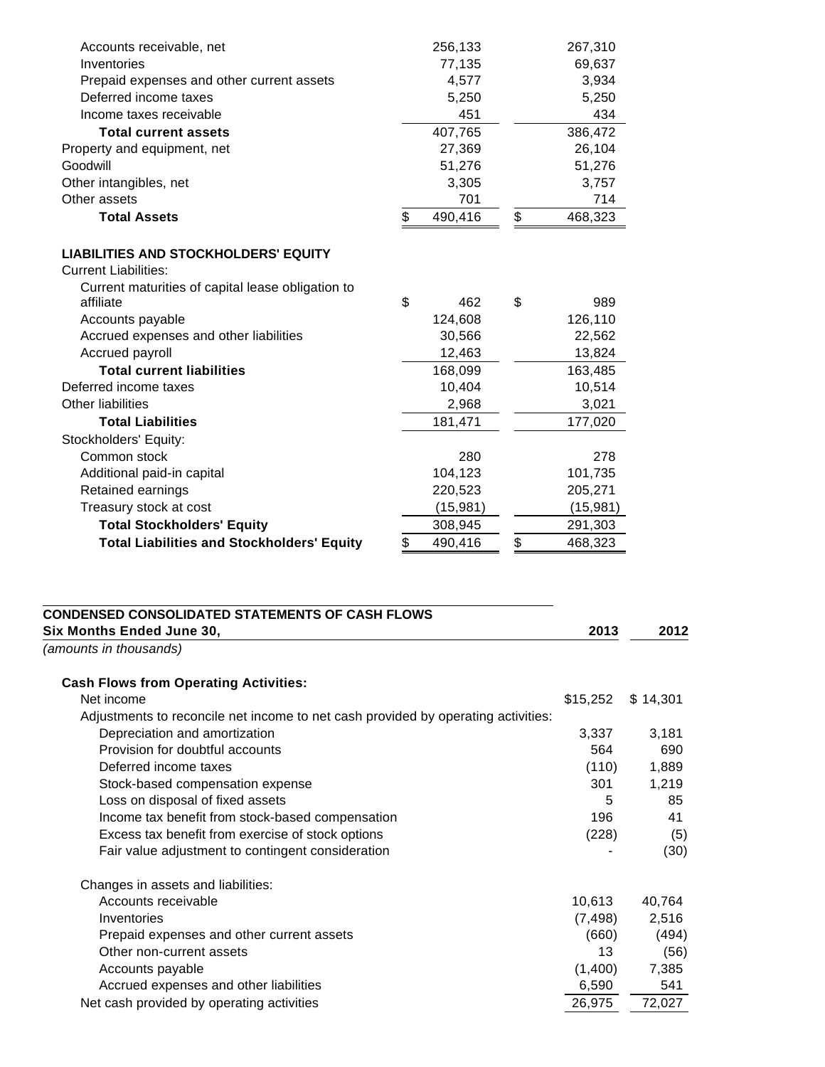| | | |
|---|---|---|
| Accounts receivable, net | 256,133 | 267,310 |
| Inventories | 77,135 | 69,637 |
| Prepaid expenses and other current assets | 4,577 | 3,934 |
| Deferred income taxes | 5,250 | 5,250 |
| Income taxes receivable | 451 | 434 |
| **Total current assets** | 407,765 | 386,472 |
| Property and equipment, net | 27,369 | 26,104 |
| Goodwill | 51,276 | 51,276 |
| Other intangibles, net | 3,305 | 3,757 |
| Other assets | 701 | 714 |
| **Total Assets** | $ 490,416 | $ 468,323 |
| | | |
| **LIABILITIES AND STOCKHOLDERS' EQUITY** | | |
| Current Liabilities: | | |
| Current maturities of capital lease obligation to affiliate | $ 462 | $ 989 |
| Accounts payable | 124,608 | 126,110 |
| Accrued expenses and other liabilities | 30,566 | 22,562 |
| Accrued payroll | 12,463 | 13,824 |
| **Total current liabilities** | 168,099 | 163,485 |
| Deferred income taxes | 10,404 | 10,514 |
| Other liabilities | 2,968 | 3,021 |
| **Total Liabilities** | 181,471 | 177,020 |
| Stockholders' Equity: | | |
| Common stock | 280 | 278 |
| Additional paid-in capital | 104,123 | 101,735 |
| Retained earnings | 220,523 | 205,271 |
| Treasury stock at cost | (15,981) | (15,981) |
| **Total Stockholders' Equity** | 308,945 | 291,303 |
| **Total Liabilities and Stockholders' Equity** | $ 490,416 | $ 468,323 |

**CONDENSED CONSOLIDATED STATEMENTS OF CASH FLOWS**

| **Six Months Ended June 30,** | **2013** | **2012** |
|---|---|---|
| *(amounts in thousands)* | | |
| **Cash Flows from Operating Activities:** | | |
| Net income | $15,252 | $ 14,301 |
| Adjustments to reconcile net income to net cash provided by operating activities: | | |
| Depreciation and amortization | 3,337 | 3,181 |
| Provision for doubtful accounts | 564 | 690 |
| Deferred income taxes | (110) | 1,889 |
| Stock-based compensation expense | 301 | 1,219 |
| Loss on disposal of fixed assets | 5 | 85 |
| Income tax benefit from stock-based compensation | 196 | 41 |
| Excess tax benefit from exercise of stock options | (228) | (5) |
| Fair value adjustment to contingent consideration | - | (30) |
| Changes in assets and liabilities: | | |
| Accounts receivable | 10,613 | 40,764 |
| Inventories | (7,498) | 2,516 |
| Prepaid expenses and other current assets | (660) | (494) |
| Other non-current assets | 13 | (56) |
| Accounts payable | (1,400) | 7,385 |
| Accrued expenses and other liabilities | 6,590 | 541 |
| Net cash provided by operating activities | 26,975 | 72,027 |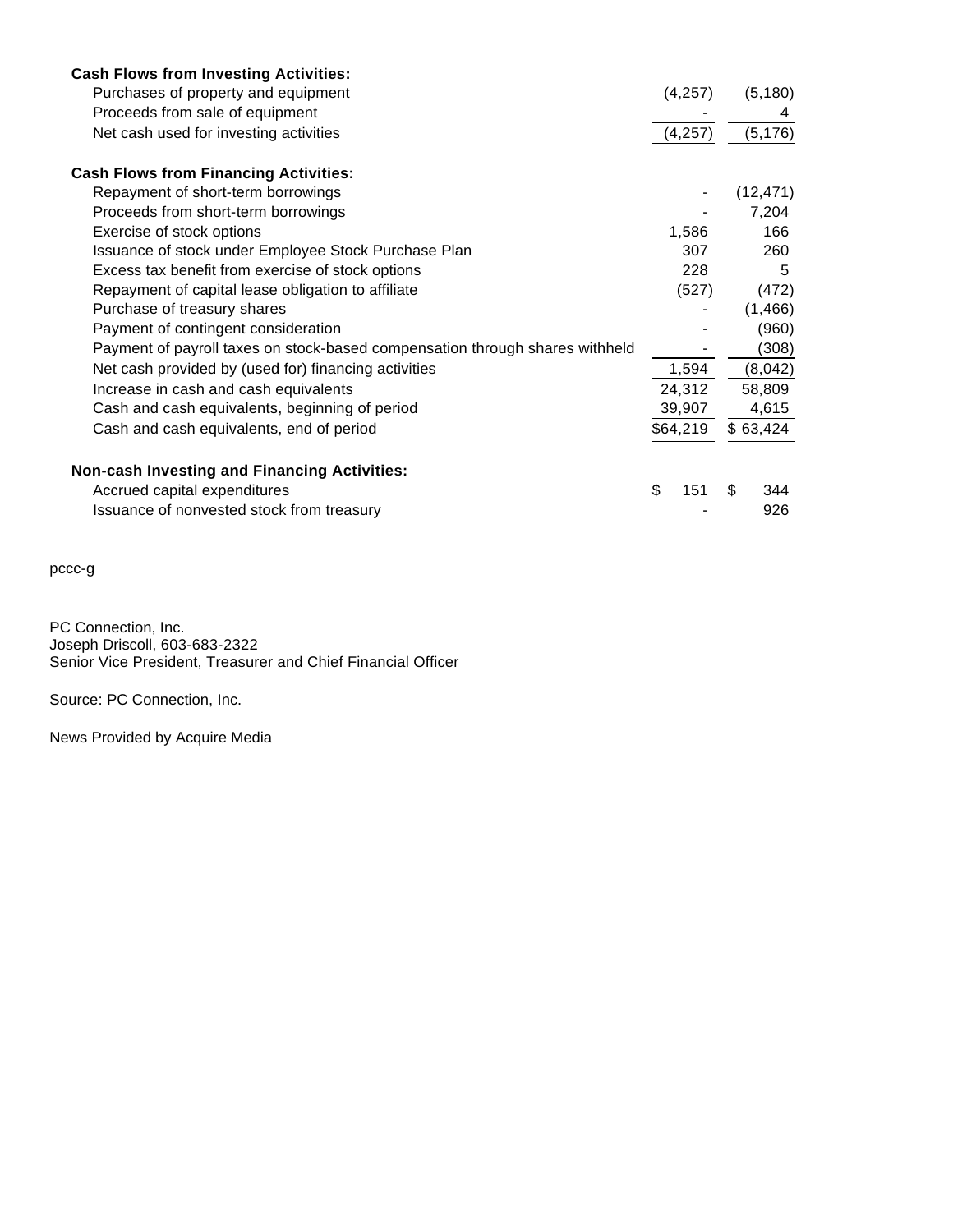| | | |
|---|---|---|
| **Cash Flows from Investing Activities:** | | |
| Purchases of property and equipment | (4,257) | (5,180) |
| Proceeds from sale of equipment | - | 4 |
| Net cash used for investing activities | (4,257) | (5,176) |
| **Cash Flows from Financing Activities:** | | |
| Repayment of short-term borrowings | - | (12,471) |
| Proceeds from short-term borrowings | - | 7,204 |
| Exercise of stock options | 1,586 | 166 |
| Issuance of stock under Employee Stock Purchase Plan | 307 | 260 |
| Excess tax benefit from exercise of stock options | 228 | 5 |
| Repayment of capital lease obligation to affiliate | (527) | (472) |
| Purchase of treasury shares | - | (1,466) |
| Payment of contingent consideration | - | (960) |
| Payment of payroll taxes on stock-based compensation through shares withheld | - | (308) |
| Net cash provided by (used for) financing activities | 1,594 | (8,042) |
| Increase in cash and cash equivalents | 24,312 | 58,809 |
| Cash and cash equivalents, beginning of period | 39,907 | 4,615 |
| Cash and cash equivalents, end of period | $64,219 | $ 63,424 |
| **Non-cash Investing and Financing Activities:** | | |
| Accrued capital expenditures | $ 151 | $ 344 |
| Issuance of nonvested stock from treasury | - | 926 |

pccc-g

PC Connection, Inc.
Joseph Driscoll, 603-683-2322
Senior Vice President, Treasurer and Chief Financial Officer

Source: PC Connection, Inc.

News Provided by Acquire Media